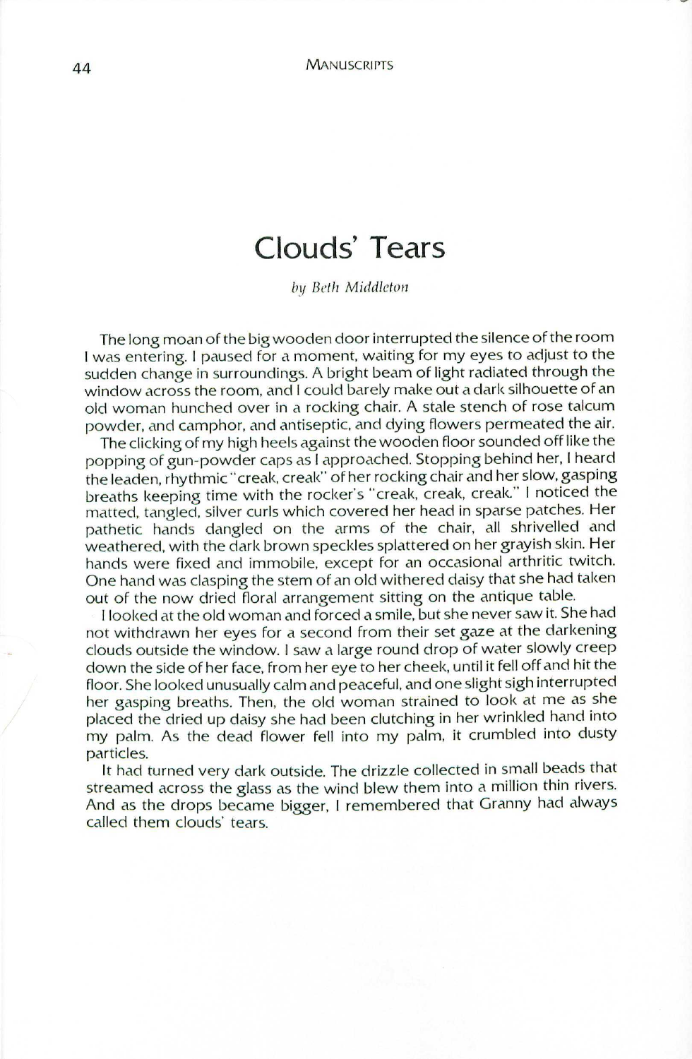# Clouds' Tears

*by Beth Middleton*

The long moan of the big wooden door interrupted the silence of the room I was entering. I paused for a moment, waiting for my eyes to adjust to the sudden change in surroundings. A bright beam of light radiated through the window across the room, and I could barely make out a dark silhouette of an old woman hunched over in a rocking chair. A stale stench of rose talcum powder, and camphor, and antiseptic, and dying flowers permeated the air.

The clicking of my high heels against the wooden floor sounded off like the popping of gun-powder caps as I approached. Stopping behind her, I heard the leaden, rhythmic "creak, creak" of her rocking chair and her slow, gasping breaths keeping time with the rocker's "creak, creak, creak." I noticed the matted, tangled, silver curls which covered her head in sparse patches. Her pathetic hands dangled on the arms of the chair, all shrivelled and weathered, with the dark brown speckles splattered on her grayish skin. Her hands were fixed and immobile, except for an occasional arthritic twitch. One hand was clasping the stem of an old withered daisy that she had taken out of the now dried floral arrangement sitting on the antique table.

I looked at the old woman and forced a smile, but she never saw it. She had not withdrawn her eyes for a second from their set gaze at the darkening clouds outside the window. I saw a large round drop of water slowly creep down the side of her face, from her eye to her cheek, until it fell off and hit the floor. She looked unusually calm and peaceful, and one slight sigh interrupted her gasping breaths. Then, the old woman strained to look at me as she placed the dried up daisy she had been clutching in her wrinkled hand into my palm. As the dead flower fell into my palm, it crumbled into dusty particles.

It had turned very dark outside. The drizzle collected in small beads that streamed across the glass as the wind blew them into a million thin rivers. And as the drops became bigger, I remembered that Granny had always called them clouds' tears.